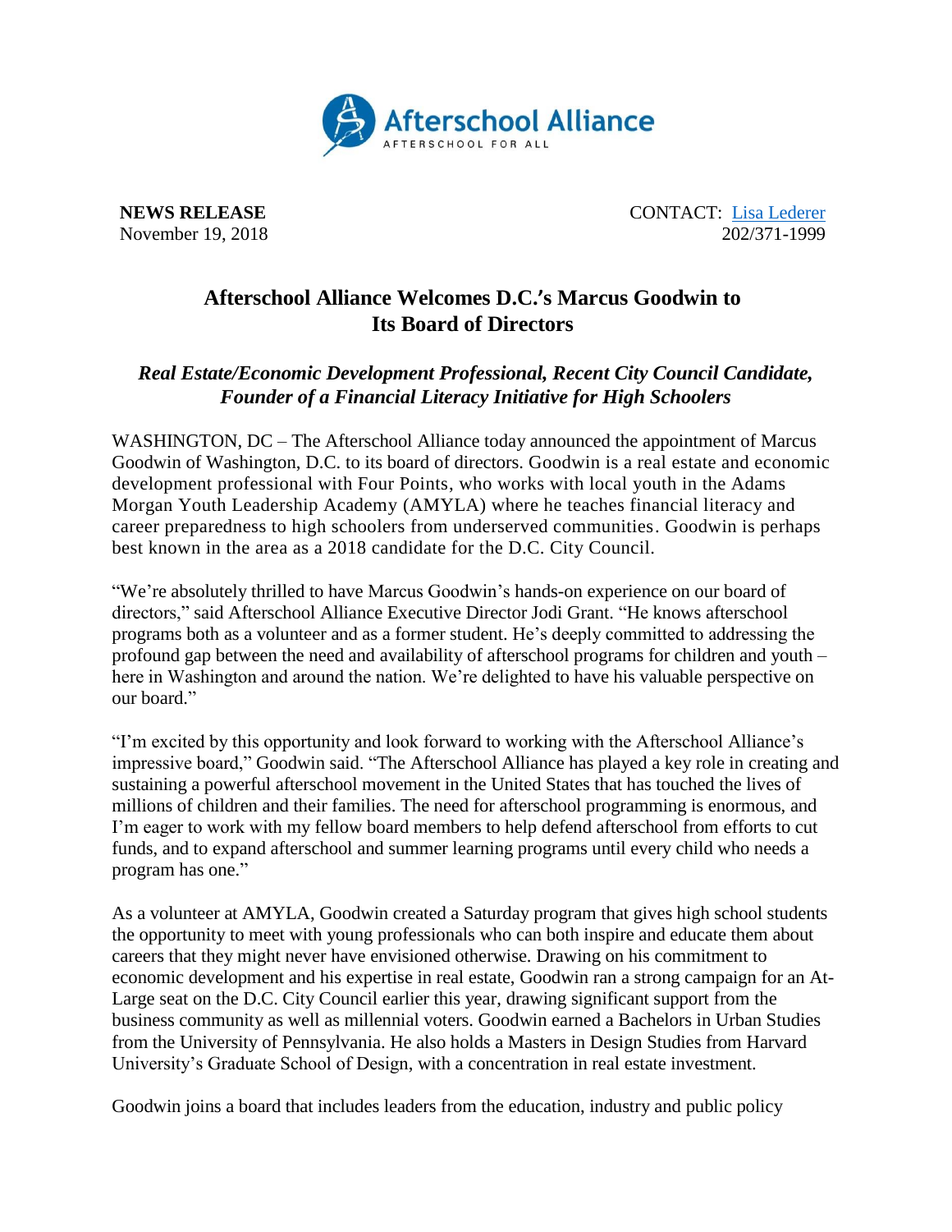Afterschool Alliance
AFTERSCHOOL FOR ALL

**NEWS RELEASE**
November 19, 2018

CONTACT: [Lisa Lederer]
202/371-1999

# Afterschool Alliance Welcomes D.C.'s Marcus Goodwin to Its Board of Directors

## *Real Estate/Economic Development Professional, Recent City Council Candidate, Founder of a Financial Literacy Initiative for High Schoolers*

WASHINGTON, DC – The Afterschool Alliance today announced the appointment of Marcus Goodwin of Washington, D.C. to its board of directors. Goodwin is a real estate and economic development professional with Four Points, who works with local youth in the Adams Morgan Youth Leadership Academy (AMYLA) where he teaches financial literacy and career preparedness to high schoolers from underserved communities. Goodwin is perhaps best known in the area as a 2018 candidate for the D.C. City Council.

"We're absolutely thrilled to have Marcus Goodwin's hands-on experience on our board of directors," said Afterschool Alliance Executive Director Jodi Grant. "He knows afterschool programs both as a volunteer and as a former student. He's deeply committed to addressing the profound gap between the need and availability of afterschool programs for children and youth – here in Washington and around the nation. We're delighted to have his valuable perspective on our board."

"I'm excited by this opportunity and look forward to working with the Afterschool Alliance's impressive board," Goodwin said. "The Afterschool Alliance has played a key role in creating and sustaining a powerful afterschool movement in the United States that has touched the lives of millions of children and their families. The need for afterschool programming is enormous, and I'm eager to work with my fellow board members to help defend afterschool from efforts to cut funds, and to expand afterschool and summer learning programs until every child who needs a program has one."

As a volunteer at AMYLA, Goodwin created a Saturday program that gives high school students the opportunity to meet with young professionals who can both inspire and educate them about careers that they might never have envisioned otherwise. Drawing on his commitment to economic development and his expertise in real estate, Goodwin ran a strong campaign for an At-Large seat on the D.C. City Council earlier this year, drawing significant support from the business community as well as millennial voters. Goodwin earned a Bachelors in Urban Studies from the University of Pennsylvania. He also holds a Masters in Design Studies from Harvard University's Graduate School of Design, with a concentration in real estate investment.

Goodwin joins a board that includes leaders from the education, industry and public policy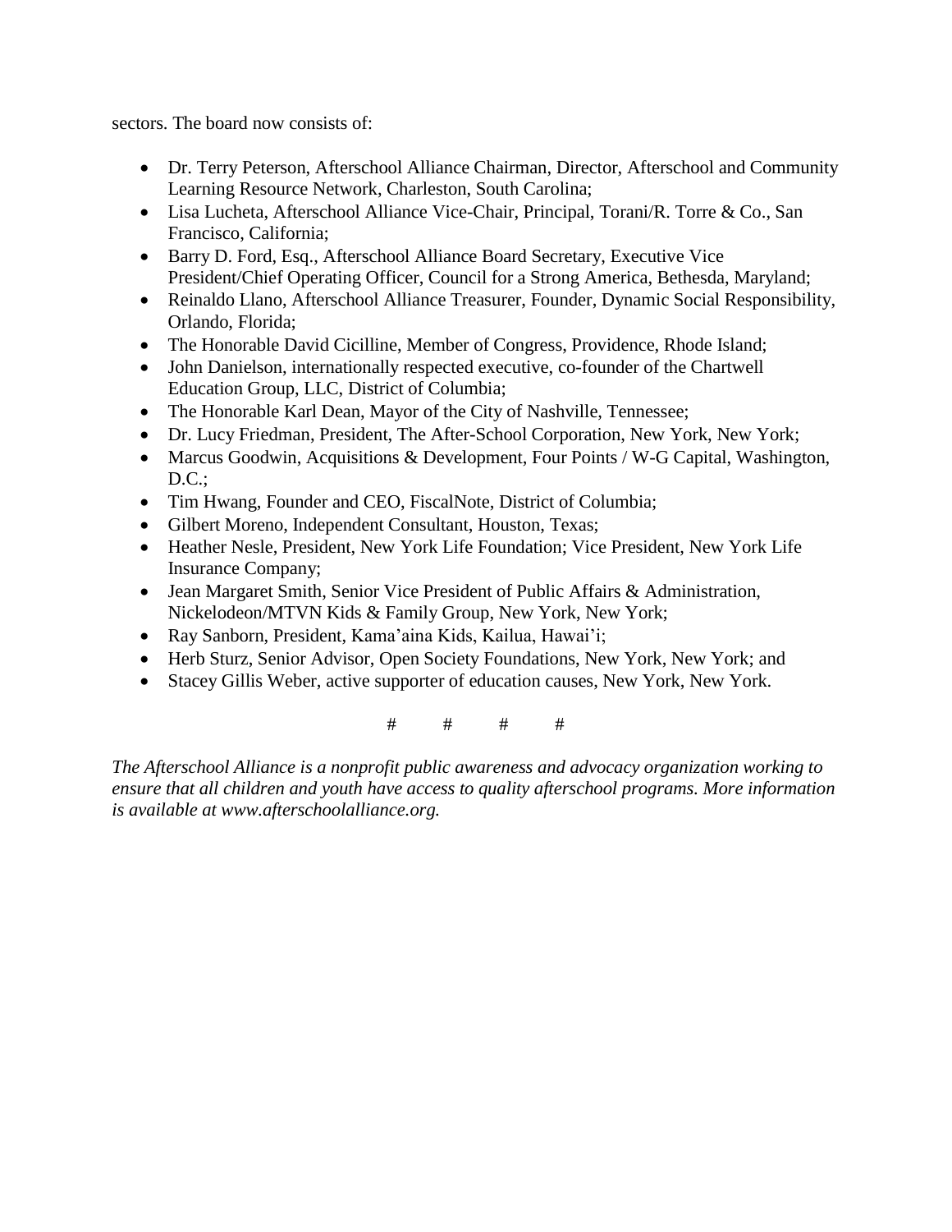sectors. The board now consists of:

- Dr. Terry Peterson, Afterschool Alliance Chairman, Director, Afterschool and Community Learning Resource Network, Charleston, South Carolina;
- Lisa Lucheta, Afterschool Alliance Vice-Chair, Principal, Torani/R. Torre & Co., San Francisco, California;
- Barry D. Ford, Esq., Afterschool Alliance Board Secretary, Executive Vice President/Chief Operating Officer, Council for a Strong America, Bethesda, Maryland;
- Reinaldo Llano, Afterschool Alliance Treasurer, Founder, Dynamic Social Responsibility, Orlando, Florida;
- The Honorable David Cicilline, Member of Congress, Providence, Rhode Island;
- John Danielson, internationally respected executive, co-founder of the Chartwell Education Group, LLC, District of Columbia;
- The Honorable Karl Dean, Mayor of the City of Nashville, Tennessee;
- Dr. Lucy Friedman, President, The After-School Corporation, New York, New York;
- Marcus Goodwin, Acquisitions & Development, Four Points / W-G Capital, Washington, D.C.;
- Tim Hwang, Founder and CEO, FiscalNote, District of Columbia;
- Gilbert Moreno, Independent Consultant, Houston, Texas;
- Heather Nesle, President, New York Life Foundation; Vice President, New York Life Insurance Company;
- Jean Margaret Smith, Senior Vice President of Public Affairs & Administration, Nickelodeon/MTVN Kids & Family Group, New York, New York;
- Ray Sanborn, President, Kama'aina Kids, Kailua, Hawai'i;
- Herb Sturz, Senior Advisor, Open Society Foundations, New York, New York; and
- Stacey Gillis Weber, active supporter of education causes, New York, New York.

# # # #

*The Afterschool Alliance is a nonprofit public awareness and advocacy organization working to ensure that all children and youth have access to quality afterschool programs. More information is available at www.afterschoolalliance.org.*